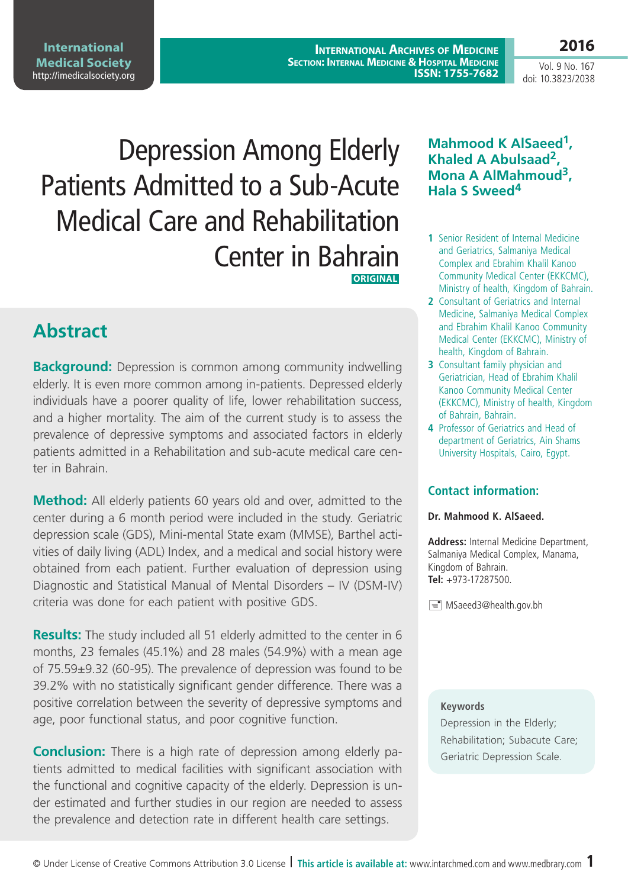International Medical Society
http://imedicalsociety.org

# Depression Among Elderly Patients Admitted to a Sub-Acute Medical Care and Rehabilitation Center in Bahrain

ORIGINAL

**Mahmood K AlSaeed[1], Khaled A Abulsaad[2], Mona A AlMahmoud[3], Hala S Sweed[4]**

1 Senior Resident of Internal Medicine and Geriatrics, Salmaniya Medical Complex and Ebrahim Khalil Kanoo Community Medical Center (EKKCMC), Ministry of health, Kingdom of Bahrain.

2 Consultant of Geriatrics and Internal Medicine, Salmaniya Medical Complex and Ebrahim Khalil Kanoo Community Medical Center (EKKCMC), Ministry of health, Kingdom of Bahrain.

3 Consultant family physician and Geriatrician, Head of Ebrahim Khalil Kanoo Community Medical Center (EKKCMC), Ministry of health, Kingdom of Bahrain, Bahrain.

4 Professor of Geriatrics and Head of department of Geriatrics, Ain Shams University Hospitals, Cairo, Egypt.

## Contact information:

**Dr. Mahmood K. AlSaeed.**

**Address:** Internal Medicine Department, Salmaniya Medical Complex, Manama, Kingdom of Bahrain.
**Tel:** +973-17287500.

MSaeed3@health.gov.bh

## Abstract

**Background:** Depression is common among community indwelling elderly. It is even more common among in-patients. Depressed elderly individuals have a poorer quality of life, lower rehabilitation success, and a higher mortality. The aim of the current study is to assess the prevalence of depressive symptoms and associated factors in elderly patients admitted in a Rehabilitation and sub-acute medical care center in Bahrain.

**Method:** All elderly patients 60 years old and over, admitted to the center during a 6 month period were included in the study. Geriatric depression scale (GDS), Mini-mental State exam (MMSE), Barthel activities of daily living (ADL) Index, and a medical and social history were obtained from each patient. Further evaluation of depression using Diagnostic and Statistical Manual of Mental Disorders – IV (DSM-IV) criteria was done for each patient with positive GDS.

**Results:** The study included all 51 elderly admitted to the center in 6 months, 23 females (45.1%) and 28 males (54.9%) with a mean age of 75.59±9.32 (60-95). The prevalence of depression was found to be 39.2% with no statistically significant gender difference. There was a positive correlation between the severity of depressive symptoms and age, poor functional status, and poor cognitive function.

**Conclusion:** There is a high rate of depression among elderly patients admitted to medical facilities with significant association with the functional and cognitive capacity of the elderly. Depression is under estimated and further studies in our region are needed to assess the prevalence and detection rate in different health care settings.

**Keywords**

Depression in the Elderly; Rehabilitation; Subacute Care; Geriatric Depression Scale.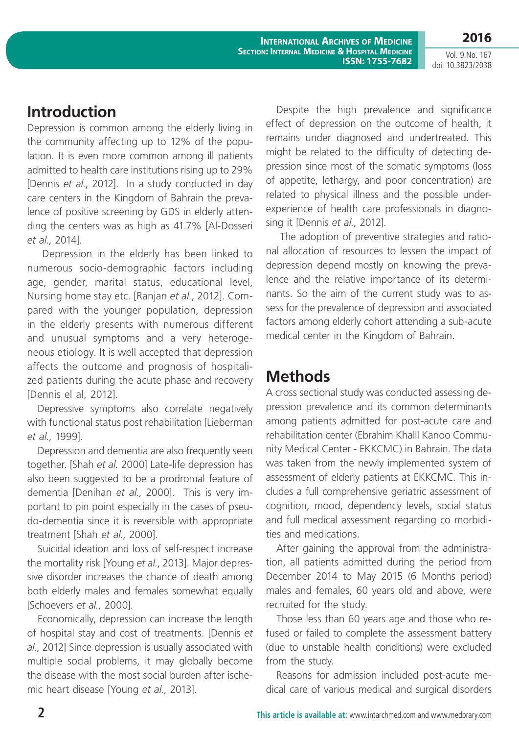## Introduction

Depression is common among the elderly living in the community affecting up to 12% of the population. It is even more common among ill patients admitted to health care institutions rising up to 29% [Dennis *et al.*, 2012]. In a study conducted in day care centers in the Kingdom of Bahrain the prevalence of positive screening by GDS in elderly attending the centers was as high as 41.7% [Al-Dosseri *et al.*, 2014].

Depression in the elderly has been linked to numerous socio-demographic factors including age, gender, marital status, educational level, Nursing home stay etc. [Ranjan *et al.*, 2012]. Compared with the younger population, depression in the elderly presents with numerous different and unusual symptoms and a very heterogeneous etiology. It is well accepted that depression affects the outcome and prognosis of hospitalized patients during the acute phase and recovery [Dennis el al, 2012].

Depressive symptoms also correlate negatively with functional status post rehabilitation [Lieberman *et al.*, 1999].

Depression and dementia are also frequently seen together. [Shah *et al.* 2000] Late-life depression has also been suggested to be a prodromal feature of dementia [Denihan *et al.*, 2000]. This is very important to pin point especially in the cases of pseudo-dementia since it is reversible with appropriate treatment [Shah *et al.*, 2000].

Suicidal ideation and loss of self-respect increase the mortality risk [Young *et al.*, 2013]. Major depressive disorder increases the chance of death among both elderly males and females somewhat equally [Schoevers *et al.*, 2000].

Economically, depression can increase the length of hospital stay and cost of treatments. [Dennis *et al.*, 2012] Since depression is usually associated with multiple social problems, it may globally become the disease with the most social burden after ischemic heart disease [Young *et al.*, 2013].

Despite the high prevalence and significance effect of depression on the outcome of health, it remains under diagnosed and undertreated. This might be related to the difficulty of detecting depression since most of the somatic symptoms (loss of appetite, lethargy, and poor concentration) are related to physical illness and the possible under-experience of health care professionals in diagnosing it [Dennis *et al.*, 2012].

The adoption of preventive strategies and rational allocation of resources to lessen the impact of depression depend mostly on knowing the prevalence and the relative importance of its determinants. So the aim of the current study was to assess for the prevalence of depression and associated factors among elderly cohort attending a sub-acute medical center in the Kingdom of Bahrain.

## Methods

A cross sectional study was conducted assessing depression prevalence and its common determinants among patients admitted for post-acute care and rehabilitation center (Ebrahim Khalil Kanoo Community Medical Center - EKKCMC) in Bahrain. The data was taken from the newly implemented system of assessment of elderly patients at EKKCMC. This includes a full comprehensive geriatric assessment of cognition, mood, dependency levels, social status and full medical assessment regarding co morbidities and medications.

After gaining the approval from the administration, all patients admitted during the period from December 2014 to May 2015 (6 Months period) males and females, 60 years old and above, were recruited for the study.

Those less than 60 years age and those who refused or failed to complete the assessment battery (due to unstable health conditions) were excluded from the study.

Reasons for admission included post-acute medical care of various medical and surgical disorders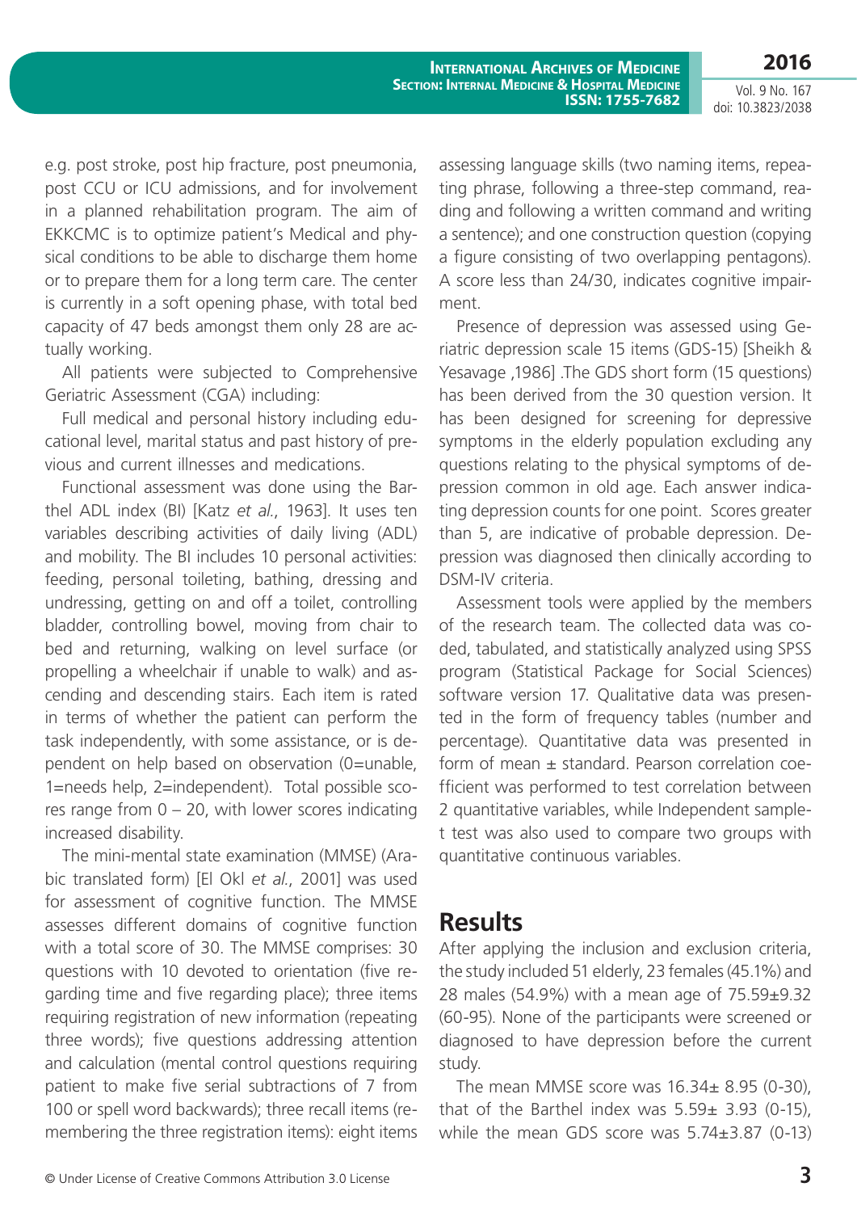e.g. post stroke, post hip fracture, post pneumonia, post CCU or ICU admissions, and for involvement in a planned rehabilitation program. The aim of EKKCMC is to optimize patient's Medical and physical conditions to be able to discharge them home or to prepare them for a long term care. The center is currently in a soft opening phase, with total bed capacity of 47 beds amongst them only 28 are actually working.

All patients were subjected to Comprehensive Geriatric Assessment (CGA) including:

Full medical and personal history including educational level, marital status and past history of previous and current illnesses and medications.

Functional assessment was done using the Barthel ADL index (BI) [Katz *et al.*, 1963]. It uses ten variables describing activities of daily living (ADL) and mobility. The BI includes 10 personal activities: feeding, personal toileting, bathing, dressing and undressing, getting on and off a toilet, controlling bladder, controlling bowel, moving from chair to bed and returning, walking on level surface (or propelling a wheelchair if unable to walk) and ascending and descending stairs. Each item is rated in terms of whether the patient can perform the task independently, with some assistance, or is dependent on help based on observation (0=unable, 1=needs help, 2=independent). Total possible scores range from 0 – 20, with lower scores indicating increased disability.

The mini-mental state examination (MMSE) (Arabic translated form) [El Okl *et al.*, 2001] was used for assessment of cognitive function. The MMSE assesses different domains of cognitive function with a total score of 30. The MMSE comprises: 30 questions with 10 devoted to orientation (five regarding time and five regarding place); three items requiring registration of new information (repeating three words); five questions addressing attention and calculation (mental control questions requiring patient to make five serial subtractions of 7 from 100 or spell word backwards); three recall items (remembering the three registration items): eight items assessing language skills (two naming items, repeating phrase, following a three-step command, reading and following a written command and writing a sentence); and one construction question (copying a figure consisting of two overlapping pentagons). A score less than 24/30, indicates cognitive impairment.

Presence of depression was assessed using Geriatric depression scale 15 items (GDS-15) [Sheikh & Yesavage ,1986] .The GDS short form (15 questions) has been derived from the 30 question version. It has been designed for screening for depressive symptoms in the elderly population excluding any questions relating to the physical symptoms of depression common in old age. Each answer indicating depression counts for one point. Scores greater than 5, are indicative of probable depression. Depression was diagnosed then clinically according to DSM-IV criteria.

Assessment tools were applied by the members of the research team. The collected data was coded, tabulated, and statistically analyzed using SPSS program (Statistical Package for Social Sciences) software version 17. Qualitative data was presented in the form of frequency tables (number and percentage). Quantitative data was presented in form of mean ± standard. Pearson correlation coefficient was performed to test correlation between 2 quantitative variables, while Independent sample-t test was also used to compare two groups with quantitative continuous variables.

## Results

After applying the inclusion and exclusion criteria, the study included 51 elderly, 23 females (45.1%) and 28 males (54.9%) with a mean age of 75.59±9.32 (60-95). None of the participants were screened or diagnosed to have depression before the current study.

The mean MMSE score was 16.34± 8.95 (0-30), that of the Barthel index was 5.59± 3.93 (0-15), while the mean GDS score was 5.74±3.87 (0-13)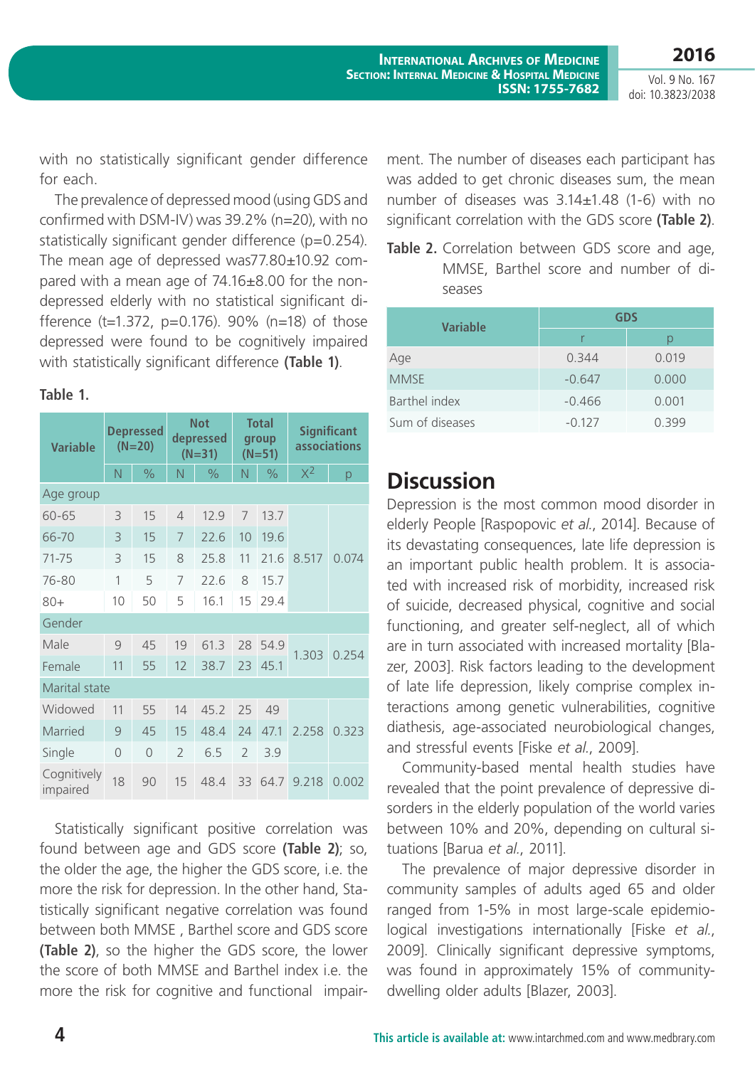with no statistically significant gender difference for each.

The prevalence of depressed mood (using GDS and confirmed with DSM-IV) was 39.2% (n=20), with no statistically significant gender difference (p=0.254). The mean age of depressed was77.80±10.92 compared with a mean age of 74.16±8.00 for the non-depressed elderly with no statistical significant difference (t=1.372, p=0.176). 90% (n=18) of those depressed were found to be cognitively impaired with statistically significant difference **(Table 1)**.

**Table 1.**

| Variable | Depressed (N=20) | | Not depressed (N=31) | | Total group (N=51) | | Significant associations | |
|---|---|---|---|---|---|---|---|---|
| | N | % | N | % | N | % | $X^2$ | p |
| Age group | | | | | | | | |
| 60-65 | 3 | 15 | 4 | 12.9 | 7 | 13.7 | 8.517 | 0.074 |
| 66-70 | 3 | 15 | 7 | 22.6 | 10 | 19.6 | | |
| 71-75 | 3 | 15 | 8 | 25.8 | 11 | 21.6 | | |
| 76-80 | 1 | 5 | 7 | 22.6 | 8 | 15.7 | | |
| 80+ | 10 | 50 | 5 | 16.1 | 15 | 29.4 | | |
| Gender | | | | | | | | |
| Male | 9 | 45 | 19 | 61.3 | 28 | 54.9 | 1.303 | 0.254 |
| Female | 11 | 55 | 12 | 38.7 | 23 | 45.1 | | |
| Marital state | | | | | | | | |
| Widowed | 11 | 55 | 14 | 45.2 | 25 | 49 | 2.258 | 0.323 |
| Married | 9 | 45 | 15 | 48.4 | 24 | 47.1 | | |
| Single | 0 | 0 | 2 | 6.5 | 2 | 3.9 | | |
| Cognitively impaired | 18 | 90 | 15 | 48.4 | 33 | 64.7 | 9.218 | 0.002 |

Statistically significant positive correlation was found between age and GDS score **(Table 2)**; so, the older the age, the higher the GDS score, i.e. the more the risk for depression. In the other hand, Statistically significant negative correlation was found between both MMSE , Barthel score and GDS score **(Table 2)**, so the higher the GDS score, the lower the score of both MMSE and Barthel index i.e. the more the risk for cognitive and functional impairment. The number of diseases each participant has was added to get chronic diseases sum, the mean number of diseases was 3.14±1.48 (1-6) with no significant correlation with the GDS score **(Table 2)**.

**Table 2.** Correlation between GDS score and age, MMSE, Barthel score and number of diseases

| Variable | GDS | |
|---|---|---|
| | r | p |
| Age | 0.344 | 0.019 |
| MMSE | -0.647 | 0.000 |
| Barthel index | -0.466 | 0.001 |
| Sum of diseases | -0.127 | 0.399 |

# Discussion

Depression is the most common mood disorder in elderly People [Raspopovic *et al.*, 2014]. Because of its devastating consequences, late life depression is an important public health problem. It is associated with increased risk of morbidity, increased risk of suicide, decreased physical, cognitive and social functioning, and greater self-neglect, all of which are in turn associated with increased mortality [Blazer, 2003]. Risk factors leading to the development of late life depression, likely comprise complex interactions among genetic vulnerabilities, cognitive diathesis, age-associated neurobiological changes, and stressful events [Fiske *et al.*, 2009].

Community-based mental health studies have revealed that the point prevalence of depressive disorders in the elderly population of the world varies between 10% and 20%, depending on cultural situations [Barua *et al.*, 2011].

The prevalence of major depressive disorder in community samples of adults aged 65 and older ranged from 1-5% in most large-scale epidemiological investigations internationally [Fiske *et al.*, 2009]. Clinically significant depressive symptoms, was found in approximately 15% of community-dwelling older adults [Blazer, 2003].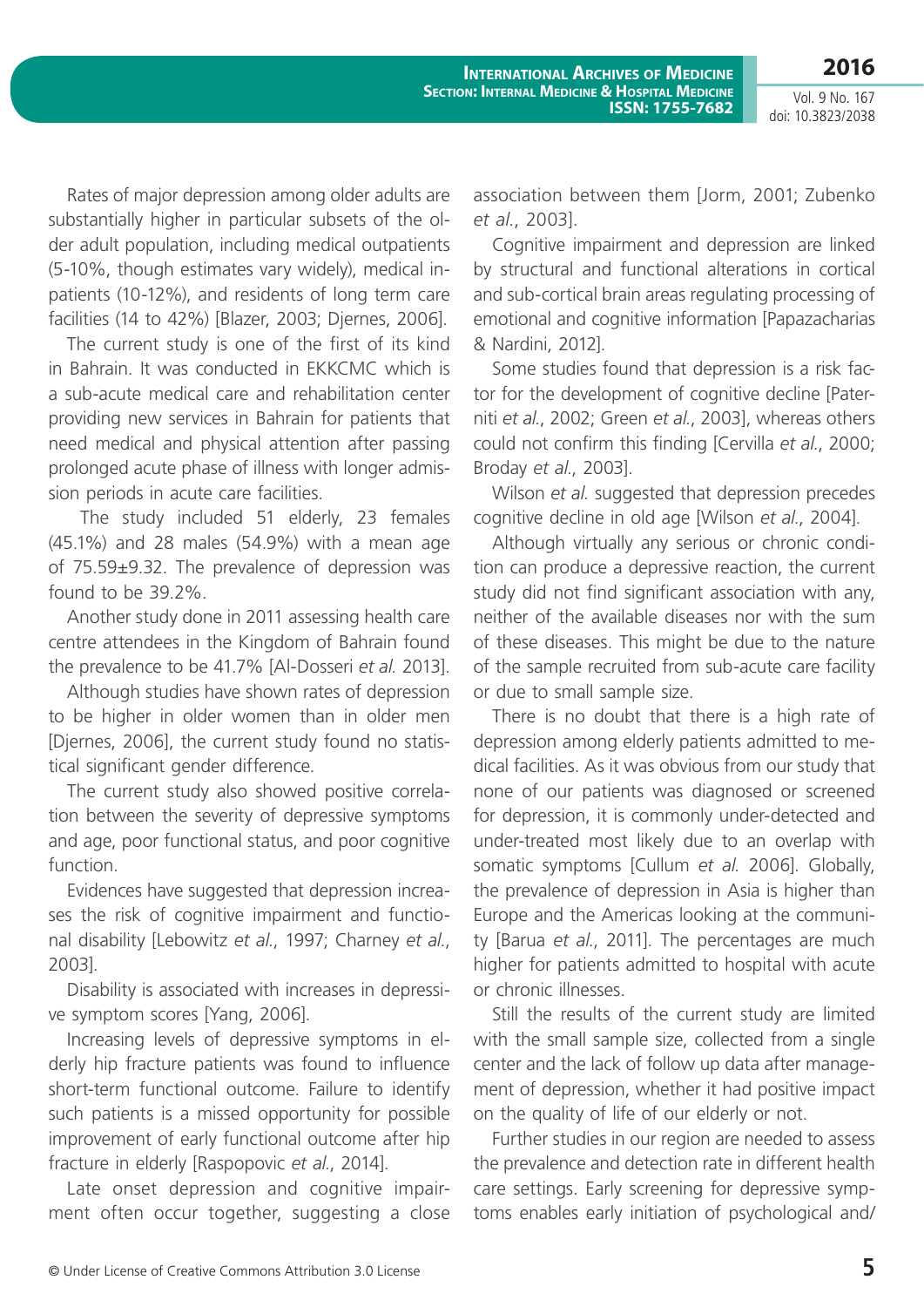Rates of major depression among older adults are substantially higher in particular subsets of the older adult population, including medical outpatients (5-10%, though estimates vary widely), medical inpatients (10-12%), and residents of long term care facilities (14 to 42%) [Blazer, 2003; Djernes, 2006].

The current study is one of the first of its kind in Bahrain. It was conducted in EKKCMC which is a sub-acute medical care and rehabilitation center providing new services in Bahrain for patients that need medical and physical attention after passing prolonged acute phase of illness with longer admission periods in acute care facilities.

The study included 51 elderly, 23 females (45.1%) and 28 males (54.9%) with a mean age of 75.59±9.32. The prevalence of depression was found to be 39.2%.

Another study done in 2011 assessing health care centre attendees in the Kingdom of Bahrain found the prevalence to be 41.7% [Al-Dosseri *et al.* 2013].

Although studies have shown rates of depression to be higher in older women than in older men [Djernes, 2006], the current study found no statistical significant gender difference.

The current study also showed positive correlation between the severity of depressive symptoms and age, poor functional status, and poor cognitive function.

Evidences have suggested that depression increases the risk of cognitive impairment and functional disability [Lebowitz *et al.*, 1997; Charney *et al.*, 2003].

Disability is associated with increases in depressive symptom scores [Yang, 2006].

Increasing levels of depressive symptoms in elderly hip fracture patients was found to influence short-term functional outcome. Failure to identify such patients is a missed opportunity for possible improvement of early functional outcome after hip fracture in elderly [Raspopovic *et al.*, 2014].

Late onset depression and cognitive impairment often occur together, suggesting a close association between them [Jorm, 2001; Zubenko *et al.*, 2003].

Cognitive impairment and depression are linked by structural and functional alterations in cortical and sub-cortical brain areas regulating processing of emotional and cognitive information [Papazacharias & Nardini, 2012].

Some studies found that depression is a risk factor for the development of cognitive decline [Paterniti *et al.*, 2002; Green *et al.*, 2003], whereas others could not confirm this finding [Cervilla *et al.*, 2000; Broday *et al.*, 2003].

Wilson *et al.* suggested that depression precedes cognitive decline in old age [Wilson *et al.*, 2004].

Although virtually any serious or chronic condition can produce a depressive reaction, the current study did not find significant association with any, neither of the available diseases nor with the sum of these diseases. This might be due to the nature of the sample recruited from sub-acute care facility or due to small sample size.

There is no doubt that there is a high rate of depression among elderly patients admitted to medical facilities. As it was obvious from our study that none of our patients was diagnosed or screened for depression, it is commonly under-detected and under-treated most likely due to an overlap with somatic symptoms [Cullum *et al.* 2006]. Globally, the prevalence of depression in Asia is higher than Europe and the Americas looking at the community [Barua *et al.*, 2011]. The percentages are much higher for patients admitted to hospital with acute or chronic illnesses.

Still the results of the current study are limited with the small sample size, collected from a single center and the lack of follow up data after management of depression, whether it had positive impact on the quality of life of our elderly or not.

Further studies in our region are needed to assess the prevalence and detection rate in different health care settings. Early screening for depressive symptoms enables early initiation of psychological and/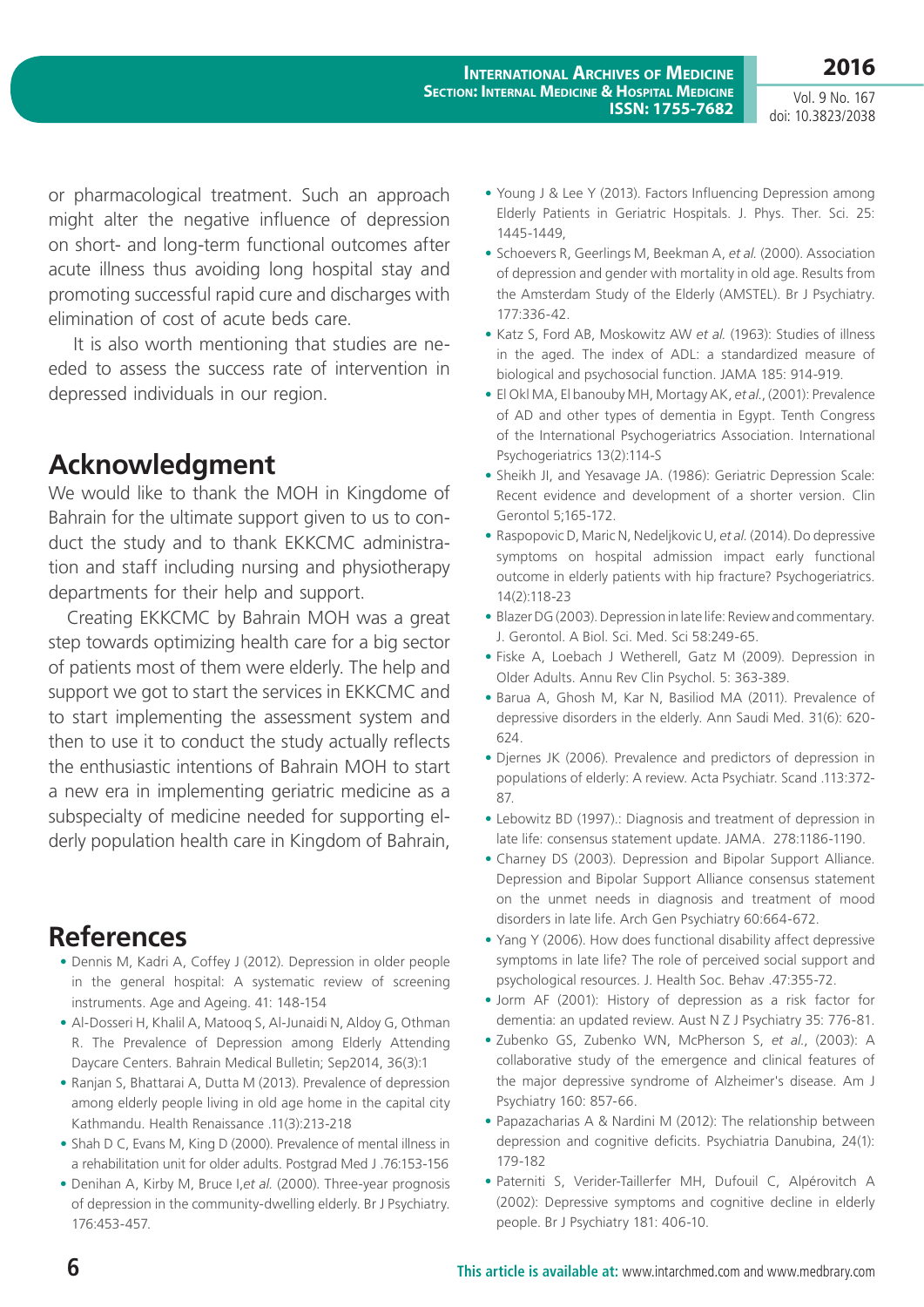or pharmacological treatment. Such an approach might alter the negative influence of depression on short- and long-term functional outcomes after acute illness thus avoiding long hospital stay and promoting successful rapid cure and discharges with elimination of cost of acute beds care.

It is also worth mentioning that studies are needed to assess the success rate of intervention in depressed individuals in our region.

## Acknowledgment

We would like to thank the MOH in Kingdome of Bahrain for the ultimate support given to us to conduct the study and to thank EKKCMC administration and staff including nursing and physiotherapy departments for their help and support.

Creating EKKCMC by Bahrain MOH was a great step towards optimizing health care for a big sector of patients most of them were elderly. The help and support we got to start the services in EKKCMC and to start implementing the assessment system and then to use it to conduct the study actually reflects the enthusiastic intentions of Bahrain MOH to start a new era in implementing geriatric medicine as a subspecialty of medicine needed for supporting elderly population health care in Kingdom of Bahrain,

## References

- Dennis M, Kadri A, Coffey J (2012). Depression in older people in the general hospital: A systematic review of screening instruments. Age and Ageing. 41: 148-154
- Al-Dosseri H, Khalil A, Matooq S, Al-Junaidi N, Aldoy G, Othman R. The Prevalence of Depression among Elderly Attending Daycare Centers. Bahrain Medical Bulletin; Sep2014, 36(3):1
- Ranjan S, Bhattarai A, Dutta M (2013). Prevalence of depression among elderly people living in old age home in the capital city Kathmandu. Health Renaissance .11(3):213-218
- Shah D C, Evans M, King D (2000). Prevalence of mental illness in a rehabilitation unit for older adults. Postgrad Med J .76:153-156
- Denihan A, Kirby M, Bruce I,*et al.* (2000). Three-year prognosis of depression in the community-dwelling elderly. Br J Psychiatry. 176:453-457.
- Young J & Lee Y (2013). Factors Influencing Depression among Elderly Patients in Geriatric Hospitals. J. Phys. Ther. Sci. 25: 1445-1449,
- Schoevers R, Geerlings M, Beekman A, *et al.* (2000). Association of depression and gender with mortality in old age. Results from the Amsterdam Study of the Elderly (AMSTEL). Br J Psychiatry. 177:336-42.
- Katz S, Ford AB, Moskowitz AW *et al.* (1963): Studies of illness in the aged. The index of ADL: a standardized measure of biological and psychosocial function. JAMA 185: 914-919.
- El Okl MA, El banouby MH, Mortagy AK, *et al.*, (2001): Prevalence of AD and other types of dementia in Egypt. Tenth Congress of the International Psychogeriatrics Association. International Psychogeriatrics 13(2):114-S
- Sheikh JI, and Yesavage JA. (1986): Geriatric Depression Scale: Recent evidence and development of a shorter version. Clin Gerontol 5;165-172.
- Raspopovic D, Maric N, Nedeljkovic U, *et al.* (2014). Do depressive symptoms on hospital admission impact early functional outcome in elderly patients with hip fracture? Psychogeriatrics. 14(2):118-23
- Blazer DG (2003). Depression in late life: Review and commentary. J. Gerontol. A Biol. Sci. Med. Sci 58:249-65.
- Fiske A, Loebach J Wetherell, Gatz M (2009). Depression in Older Adults. Annu Rev Clin Psychol. 5: 363-389.
- Barua A, Ghosh M, Kar N, Basiliod MA (2011). Prevalence of depressive disorders in the elderly. Ann Saudi Med. 31(6): 620-624.
- Djernes JK (2006). Prevalence and predictors of depression in populations of elderly: A review. Acta Psychiatr. Scand .113:372-87.
- Lebowitz BD (1997).: Diagnosis and treatment of depression in late life: consensus statement update. JAMA. 278:1186-1190.
- Charney DS (2003). Depression and Bipolar Support Alliance. Depression and Bipolar Support Alliance consensus statement on the unmet needs in diagnosis and treatment of mood disorders in late life. Arch Gen Psychiatry 60:664-672.
- Yang Y (2006). How does functional disability affect depressive symptoms in late life? The role of perceived social support and psychological resources. J. Health Soc. Behav .47:355-72.
- Jorm AF (2001): History of depression as a risk factor for dementia: an updated review. Aust N Z J Psychiatry 35: 776-81.
- Zubenko GS, Zubenko WN, McPherson S, *et al.*, (2003): A collaborative study of the emergence and clinical features of the major depressive syndrome of Alzheimer's disease. Am J Psychiatry 160: 857-66.
- Papazacharias A & Nardini M (2012): The relationship between depression and cognitive deficits. Psychiatria Danubina, 24(1): 179-182
- Paterniti S, Verider-Taillerfer MH, Dufouil C, Alpérovitch A (2002): Depressive symptoms and cognitive decline in elderly people. Br J Psychiatry 181: 406-10.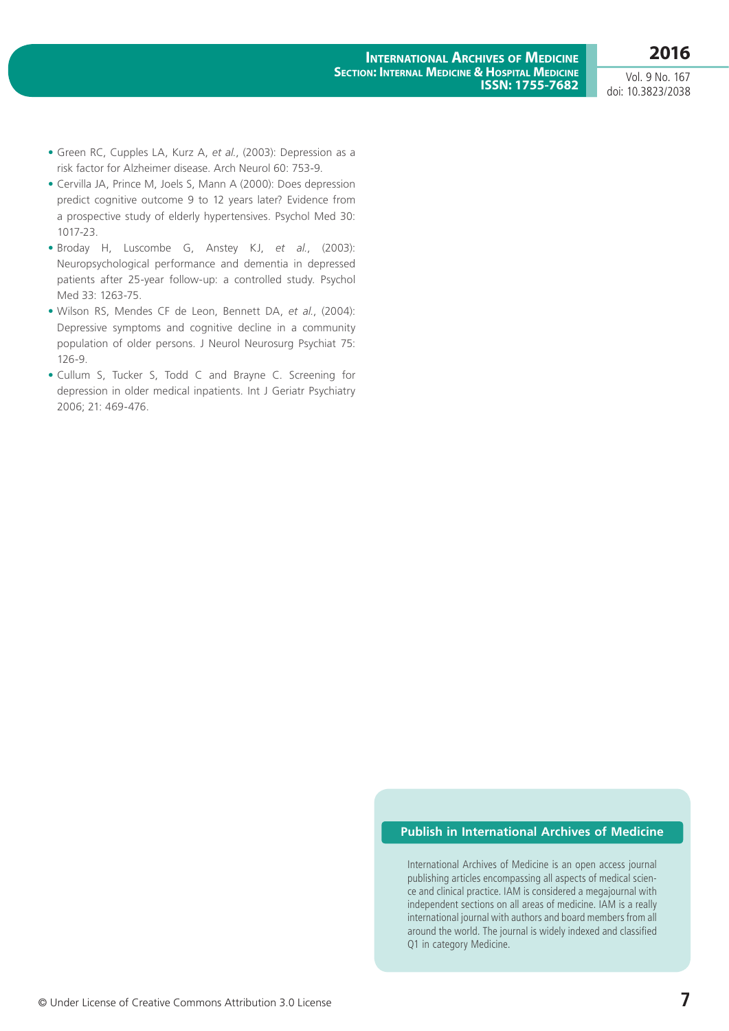- Green RC, Cupples LA, Kurz A, *et al.*, (2003): Depression as a risk factor for Alzheimer disease. Arch Neurol 60: 753-9.
- Cervilla JA, Prince M, Joels S, Mann A (2000): Does depression predict cognitive outcome 9 to 12 years later? Evidence from a prospective study of elderly hypertensives. Psychol Med 30: 1017-23.
- Broday H, Luscombe G, Anstey KJ, *et al.*, (2003): Neuropsychological performance and dementia in depressed patients after 25-year follow-up: a controlled study. Psychol Med 33: 1263-75.
- Wilson RS, Mendes CF de Leon, Bennett DA, *et al.*, (2004): Depressive symptoms and cognitive decline in a community population of older persons. J Neurol Neurosurg Psychiat 75: 126-9.
- Cullum S, Tucker S, Todd C and Brayne C. Screening for depression in older medical inpatients. Int J Geriatr Psychiatry 2006; 21: 469-476.

**Publish in International Archives of Medicine**

International Archives of Medicine is an open access journal publishing articles encompassing all aspects of medical science and clinical practice. IAM is considered a megajournal with independent sections on all areas of medicine. IAM is a really international journal with authors and board members from all around the world. The journal is widely indexed and classified Q1 in category Medicine.